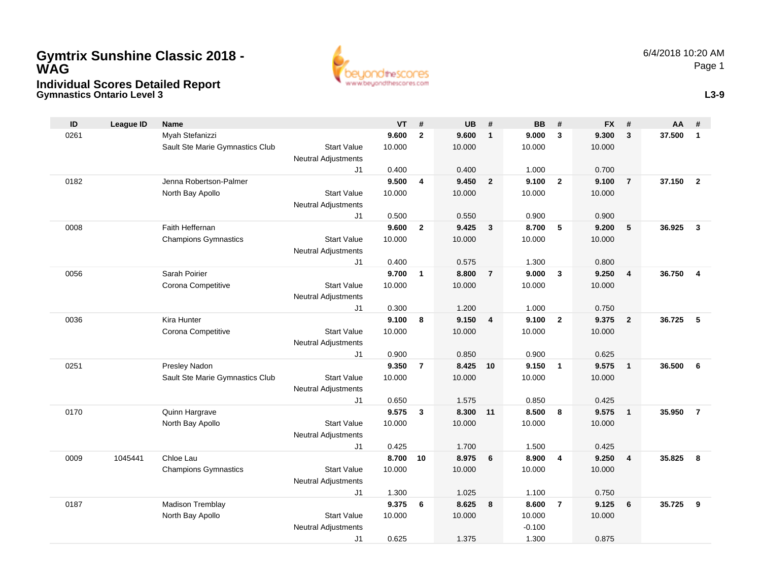# Gymtrix Sunshine Classic 2018 - WAG

## Individual Scores Detailed Report

### Gymnastics Ontario Level 3

6/4/2018 10:20 AM

L3-9

| ID | League ID | Name | | VT | # | UB | # | BB | # | FX | # | AA | # |
|---|---|---|---|---|---|---|---|---|---|---|---|---|---|
| 0261 | | Myah Stefanizzi | | **9.600** | **2** | **9.600** | **1** | **9.000** | **3** | **9.300** | **3** | **37.500** | **1** |
| | | Sault Ste Marie Gymnastics Club | Start Value | 10.000 | | 10.000 | | 10.000 | | 10.000 | | | |
| | | | Neutral Adjustments | | | | | | | | | | |
| | | | J1 | 0.400 | | 0.400 | | 1.000 | | 0.700 | | | |
| 0182 | | Jenna Robertson-Palmer | | **9.500** | **4** | **9.450** | **2** | **9.100** | **2** | **9.100** | **7** | **37.150** | **2** |
| | | North Bay Apollo | Start Value | 10.000 | | 10.000 | | 10.000 | | 10.000 | | | |
| | | | Neutral Adjustments | | | | | | | | | | |
| | | | J1 | 0.500 | | 0.550 | | 0.900 | | 0.900 | | | |
| 0008 | | Faith Heffernan | | **9.600** | **2** | **9.425** | **3** | **8.700** | **5** | **9.200** | **5** | **36.925** | **3** |
| | | Champions Gymnastics | Start Value | 10.000 | | 10.000 | | 10.000 | | 10.000 | | | |
| | | | Neutral Adjustments | | | | | | | | | | |
| | | | J1 | 0.400 | | 0.575 | | 1.300 | | 0.800 | | | |
| 0056 | | Sarah Poirier | | **9.700** | **1** | **8.800** | **7** | **9.000** | **3** | **9.250** | **4** | **36.750** | **4** |
| | | Corona Competitive | Start Value | 10.000 | | 10.000 | | 10.000 | | 10.000 | | | |
| | | | Neutral Adjustments | | | | | | | | | | |
| | | | J1 | 0.300 | | 1.200 | | 1.000 | | 0.750 | | | |
| 0036 | | Kira Hunter | | **9.100** | **8** | **9.150** | **4** | **9.100** | **2** | **9.375** | **2** | **36.725** | **5** |
| | | Corona Competitive | Start Value | 10.000 | | 10.000 | | 10.000 | | 10.000 | | | |
| | | | Neutral Adjustments | | | | | | | | | | |
| | | | J1 | 0.900 | | 0.850 | | 0.900 | | 0.625 | | | |
| 0251 | | Presley Nadon | | **9.350** | **7** | **8.425** | **10** | **9.150** | **1** | **9.575** | **1** | **36.500** | **6** |
| | | Sault Ste Marie Gymnastics Club | Start Value | 10.000 | | 10.000 | | 10.000 | | 10.000 | | | |
| | | | Neutral Adjustments | | | | | | | | | | |
| | | | J1 | 0.650 | | 1.575 | | 0.850 | | 0.425 | | | |
| 0170 | | Quinn Hargrave | | **9.575** | **3** | **8.300** | **11** | **8.500** | **8** | **9.575** | **1** | **35.950** | **7** |
| | | North Bay Apollo | Start Value | 10.000 | | 10.000 | | 10.000 | | 10.000 | | | |
| | | | Neutral Adjustments | | | | | | | | | | |
| | | | J1 | 0.425 | | 1.700 | | 1.500 | | 0.425 | | | |
| 0009 | 1045441 | Chloe Lau | | **8.700** | **10** | **8.975** | **6** | **8.900** | **4** | **9.250** | **4** | **35.825** | **8** |
| | | Champions Gymnastics | Start Value | 10.000 | | 10.000 | | 10.000 | | 10.000 | | | |
| | | | Neutral Adjustments | | | | | | | | | | |
| | | | J1 | 1.300 | | 1.025 | | 1.100 | | 0.750 | | | |
| 0187 | | Madison Tremblay | | **9.375** | **6** | **8.625** | **8** | **8.600** | **7** | **9.125** | **6** | **35.725** | **9** |
| | | North Bay Apollo | Start Value | 10.000 | | 10.000 | | 10.000 | | 10.000 | | | |
| | | | Neutral Adjustments | | | | | -0.100 | | | | | |
| | | | J1 | 0.625 | | 1.375 | | 1.300 | | 0.875 | | | |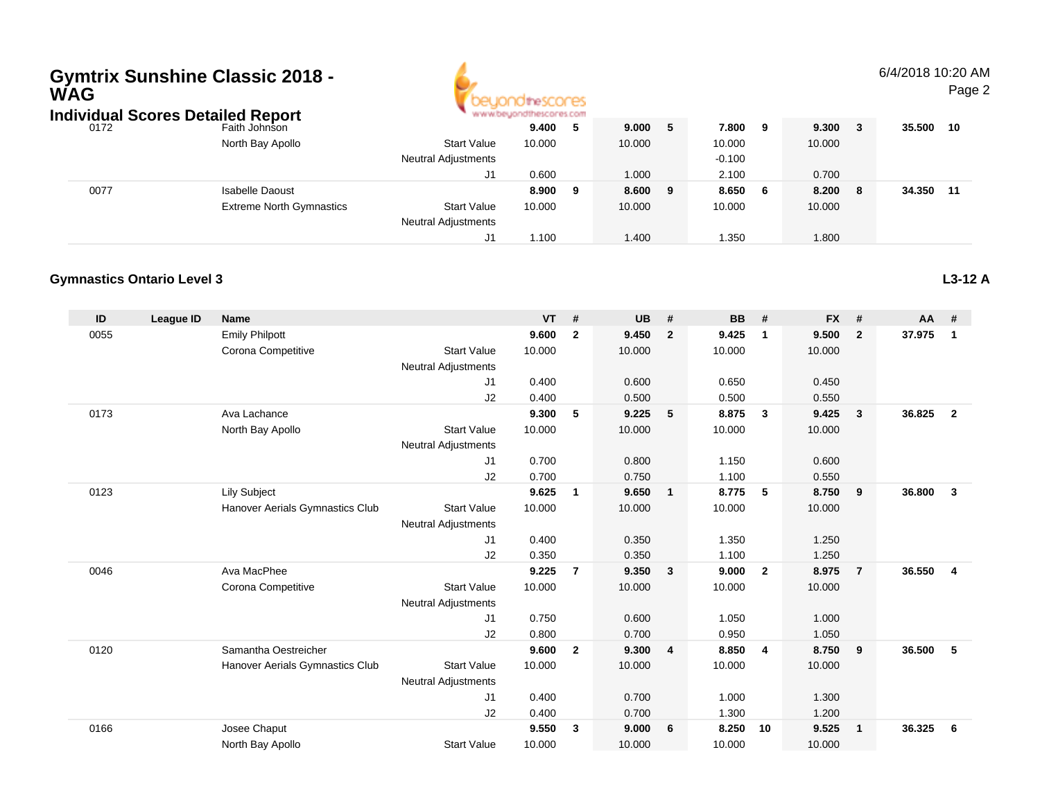# Gymtrix Sunshine Classic 2018 - WAG

## Individual Scores Detailed Report

| ID | League ID | Name | | VT | # | UB | # | BB | # | FX | # | AA | # |
|---|---|---|---|---|---|---|---|---|---|---|---|---|---|
| 0172 | | Faith Johnson | | **9.400** | **5** | **9.000** | **5** | **7.800** | **9** | **9.300** | **3** | **35.500** | **10** |
| | | North Bay Apollo | Start Value | 10.000 | | 10.000 | | 10.000 | | 10.000 | | | |
| | | | Neutral Adjustments | | | | | -0.100 | | | | | |
| | | | J1 | 0.600 | | 1.000 | | 2.100 | | 0.700 | | | |
| 0077 | | Isabelle Daoust | | **8.900** | **9** | **8.600** | **9** | **8.650** | **6** | **8.200** | **8** | **34.350** | **11** |
| | | Extreme North Gymnastics | Start Value | 10.000 | | 10.000 | | 10.000 | | 10.000 | | | |
| | | | Neutral Adjustments | | | | | | | | | | |
| | | | J1 | 1.100 | | 1.400 | | 1.350 | | 1.800 | | | |

### Gymnastics Ontario Level 3

**L3-12 A**

| ID | League ID | Name | | VT | # | UB | # | BB | # | FX | # | AA | # |
|---|---|---|---|---|---|---|---|---|---|---|---|---|---|
| 0055 | | Emily Philpott | | **9.600** | **2** | **9.450** | **2** | **9.425** | **1** | **9.500** | **2** | **37.975** | **1** |
| | | Corona Competitive | Start Value | 10.000 | | 10.000 | | 10.000 | | 10.000 | | | |
| | | | Neutral Adjustments | | | | | | | | | | |
| | | | J1 | 0.400 | | 0.600 | | 0.650 | | 0.450 | | | |
| | | | J2 | 0.400 | | 0.500 | | 0.500 | | 0.550 | | | |
| 0173 | | Ava Lachance | | **9.300** | **5** | **9.225** | **5** | **8.875** | **3** | **9.425** | **3** | **36.825** | **2** |
| | | North Bay Apollo | Start Value | 10.000 | | 10.000 | | 10.000 | | 10.000 | | | |
| | | | Neutral Adjustments | | | | | | | | | | |
| | | | J1 | 0.700 | | 0.800 | | 1.150 | | 0.600 | | | |
| | | | J2 | 0.700 | | 0.750 | | 1.100 | | 0.550 | | | |
| 0123 | | Lily Subject | | **9.625** | **1** | **9.650** | **1** | **8.775** | **5** | **8.750** | **9** | **36.800** | **3** |
| | | Hanover Aerials Gymnastics Club | Start Value | 10.000 | | 10.000 | | 10.000 | | 10.000 | | | |
| | | | Neutral Adjustments | | | | | | | | | | |
| | | | J1 | 0.400 | | 0.350 | | 1.350 | | 1.250 | | | |
| | | | J2 | 0.350 | | 0.350 | | 1.100 | | 1.250 | | | |
| 0046 | | Ava MacPhee | | **9.225** | **7** | **9.350** | **3** | **9.000** | **2** | **8.975** | **7** | **36.550** | **4** |
| | | Corona Competitive | Start Value | 10.000 | | 10.000 | | 10.000 | | 10.000 | | | |
| | | | Neutral Adjustments | | | | | | | | | | |
| | | | J1 | 0.750 | | 0.600 | | 1.050 | | 1.000 | | | |
| | | | J2 | 0.800 | | 0.700 | | 0.950 | | 1.050 | | | |
| 0120 | | Samantha Oestreicher | | **9.600** | **2** | **9.300** | **4** | **8.850** | **4** | **8.750** | **9** | **36.500** | **5** |
| | | Hanover Aerials Gymnastics Club | Start Value | 10.000 | | 10.000 | | 10.000 | | 10.000 | | | |
| | | | Neutral Adjustments | | | | | | | | | | |
| | | | J1 | 0.400 | | 0.700 | | 1.000 | | 1.300 | | | |
| | | | J2 | 0.400 | | 0.700 | | 1.300 | | 1.200 | | | |
| 0166 | | Josee Chaput | | **9.550** | **3** | **9.000** | **6** | **8.250** | **10** | **9.525** | **1** | **36.325** | **6** |
| | | North Bay Apollo | Start Value | 10.000 | | 10.000 | | 10.000 | | 10.000 | | | |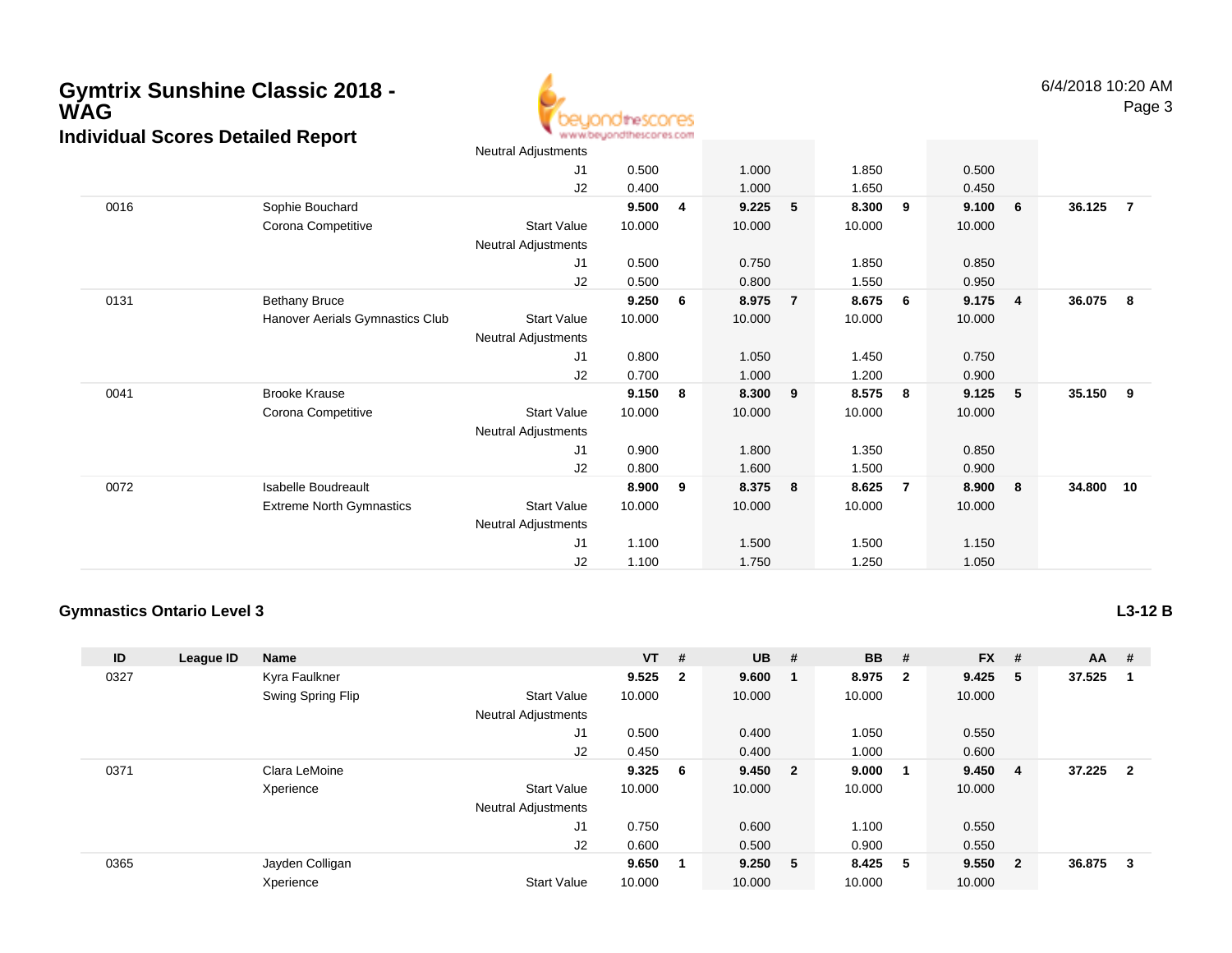# Gymtrix Sunshine Classic 2018 - WAG

## Individual Scores Detailed Report

| ID | League ID | Name | | VT | # | UB | # | BB | # | FX | # | AA | # |
|---|---|---|---|---|---|---|---|---|---|---|---|---|---|
| | | | Neutral Adjustments | | | | | | | | | | |
| | | | J1 | 0.500 | | 1.000 | | 1.850 | | 0.500 | | | |
| | | | J2 | 0.400 | | 1.000 | | 1.650 | | 0.450 | | | |
| 0016 | | Sophie Bouchard | | **9.500** | **4** | **9.225** | **5** | **8.300** | **9** | **9.100** | **6** | **36.125** | **7** |
| | | Corona Competitive | Start Value | 10.000 | | 10.000 | | 10.000 | | 10.000 | | | |
| | | | Neutral Adjustments | | | | | | | | | | |
| | | | J1 | 0.500 | | 0.750 | | 1.850 | | 0.850 | | | |
| | | | J2 | 0.500 | | 0.800 | | 1.550 | | 0.950 | | | |
| 0131 | | Bethany Bruce | | **9.250** | **6** | **8.975** | **7** | **8.675** | **6** | **9.175** | **4** | **36.075** | **8** |
| | | Hanover Aerials Gymnastics Club | Start Value | 10.000 | | 10.000 | | 10.000 | | 10.000 | | | |
| | | | Neutral Adjustments | | | | | | | | | | |
| | | | J1 | 0.800 | | 1.050 | | 1.450 | | 0.750 | | | |
| | | | J2 | 0.700 | | 1.000 | | 1.200 | | 0.900 | | | |
| 0041 | | Brooke Krause | | **9.150** | **8** | **8.300** | **9** | **8.575** | **8** | **9.125** | **5** | **35.150** | **9** |
| | | Corona Competitive | Start Value | 10.000 | | 10.000 | | 10.000 | | 10.000 | | | |
| | | | Neutral Adjustments | | | | | | | | | | |
| | | | J1 | 0.900 | | 1.800 | | 1.350 | | 0.850 | | | |
| | | | J2 | 0.800 | | 1.600 | | 1.500 | | 0.900 | | | |
| 0072 | | Isabelle Boudreault | | **8.900** | **9** | **8.375** | **8** | **8.625** | **7** | **8.900** | **8** | **34.800** | **10** |
| | | Extreme North Gymnastics | Start Value | 10.000 | | 10.000 | | 10.000 | | 10.000 | | | |
| | | | Neutral Adjustments | | | | | | | | | | |
| | | | J1 | 1.100 | | 1.500 | | 1.500 | | 1.150 | | | |
| | | | J2 | 1.100 | | 1.750 | | 1.250 | | 1.050 | | | |

### Gymnastics Ontario Level 3

**L3-12 B**

| ID | League ID | Name | | VT | # | UB | # | BB | # | FX | # | AA | # |
|---|---|---|---|---|---|---|---|---|---|---|---|---|---|
| 0327 | | Kyra Faulkner | | **9.525** | **2** | **9.600** | **1** | **8.975** | **2** | **9.425** | **5** | **37.525** | **1** |
| | | Swing Spring Flip | Start Value | 10.000 | | 10.000 | | 10.000 | | 10.000 | | | |
| | | | Neutral Adjustments | | | | | | | | | | |
| | | | J1 | 0.500 | | 0.400 | | 1.050 | | 0.550 | | | |
| | | | J2 | 0.450 | | 0.400 | | 1.000 | | 0.600 | | | |
| 0371 | | Clara LeMoine | | **9.325** | **6** | **9.450** | **2** | **9.000** | **1** | **9.450** | **4** | **37.225** | **2** |
| | | Xperience | Start Value | 10.000 | | 10.000 | | 10.000 | | 10.000 | | | |
| | | | Neutral Adjustments | | | | | | | | | | |
| | | | J1 | 0.750 | | 0.600 | | 1.100 | | 0.550 | | | |
| | | | J2 | 0.600 | | 0.500 | | 0.900 | | 0.550 | | | |
| 0365 | | Jayden Colligan | | **9.650** | **1** | **9.250** | **5** | **8.425** | **5** | **9.550** | **2** | **36.875** | **3** |
| | | Xperience | Start Value | 10.000 | | 10.000 | | 10.000 | | 10.000 | | | |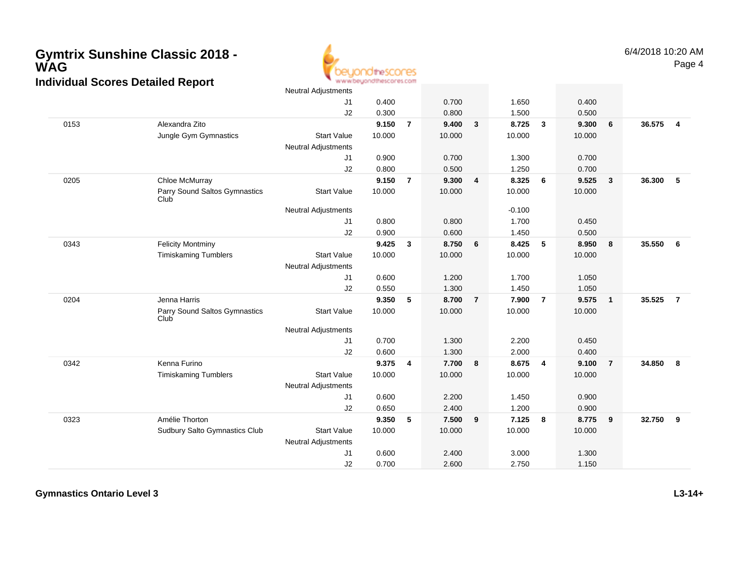# Gymtrix Sunshine Classic 2018 - WAG

## Individual Scores Detailed Report

| | | | | | | | | | | | | |
|---|---|---|---|---|---|---|---|---|---|---|---|---|
| | | Neutral Adjustments | | | | | | | | | | |
| | | J1 | 0.400 | | 0.700 | | 1.650 | | 0.400 | | | |
| | | J2 | 0.300 | | 0.800 | | 1.500 | | 0.500 | | | |
| 0153 | Alexandra Zito | | **9.150** | **7** | **9.400** | **3** | **8.725** | **3** | **9.300** | **6** | **36.575** | **4** |
| | Jungle Gym Gymnastics | Start Value | 10.000 | | 10.000 | | 10.000 | | 10.000 | | | |
| | | Neutral Adjustments | | | | | | | | | | |
| | | J1 | 0.900 | | 0.700 | | 1.300 | | 0.700 | | | |
| | | J2 | 0.800 | | 0.500 | | 1.250 | | 0.700 | | | |
| 0205 | Chloe McMurray | | **9.150** | **7** | **9.300** | **4** | **8.325** | **6** | **9.525** | **3** | **36.300** | **5** |
| | Parry Sound Saltos Gymnastics Club | Start Value | 10.000 | | 10.000 | | 10.000 | | 10.000 | | | |
| | | Neutral Adjustments | | | | | -0.100 | | | | | |
| | | J1 | 0.800 | | 0.800 | | 1.700 | | 0.450 | | | |
| | | J2 | 0.900 | | 0.600 | | 1.450 | | 0.500 | | | |
| 0343 | Felicity Montminy | | **9.425** | **3** | **8.750** | **6** | **8.425** | **5** | **8.950** | **8** | **35.550** | **6** |
| | Timiskaming Tumblers | Start Value | 10.000 | | 10.000 | | 10.000 | | 10.000 | | | |
| | | Neutral Adjustments | | | | | | | | | | |
| | | J1 | 0.600 | | 1.200 | | 1.700 | | 1.050 | | | |
| | | J2 | 0.550 | | 1.300 | | 1.450 | | 1.050 | | | |
| 0204 | Jenna Harris | | **9.350** | **5** | **8.700** | **7** | **7.900** | **7** | **9.575** | **1** | **35.525** | **7** |
| | Parry Sound Saltos Gymnastics Club | Start Value | 10.000 | | 10.000 | | 10.000 | | 10.000 | | | |
| | | Neutral Adjustments | | | | | | | | | | |
| | | J1 | 0.700 | | 1.300 | | 2.200 | | 0.450 | | | |
| | | J2 | 0.600 | | 1.300 | | 2.000 | | 0.400 | | | |
| 0342 | Kenna Furino | | **9.375** | **4** | **7.700** | **8** | **8.675** | **4** | **9.100** | **7** | **34.850** | **8** |
| | Timiskaming Tumblers | Start Value | 10.000 | | 10.000 | | 10.000 | | 10.000 | | | |
| | | Neutral Adjustments | | | | | | | | | | |
| | | J1 | 0.600 | | 2.200 | | 1.450 | | 0.900 | | | |
| | | J2 | 0.650 | | 2.400 | | 1.200 | | 0.900 | | | |
| 0323 | Amélie Thorton | | **9.350** | **5** | **7.500** | **9** | **7.125** | **8** | **8.775** | **9** | **32.750** | **9** |
| | Sudbury Salto Gymnastics Club | Start Value | 10.000 | | 10.000 | | 10.000 | | 10.000 | | | |
| | | Neutral Adjustments | | | | | | | | | | |
| | | J1 | 0.600 | | 2.400 | | 3.000 | | 1.300 | | | |
| | | J2 | 0.700 | | 2.600 | | 2.750 | | 1.150 | | | |

**Gymnastics Ontario Level 3** **L3-14+**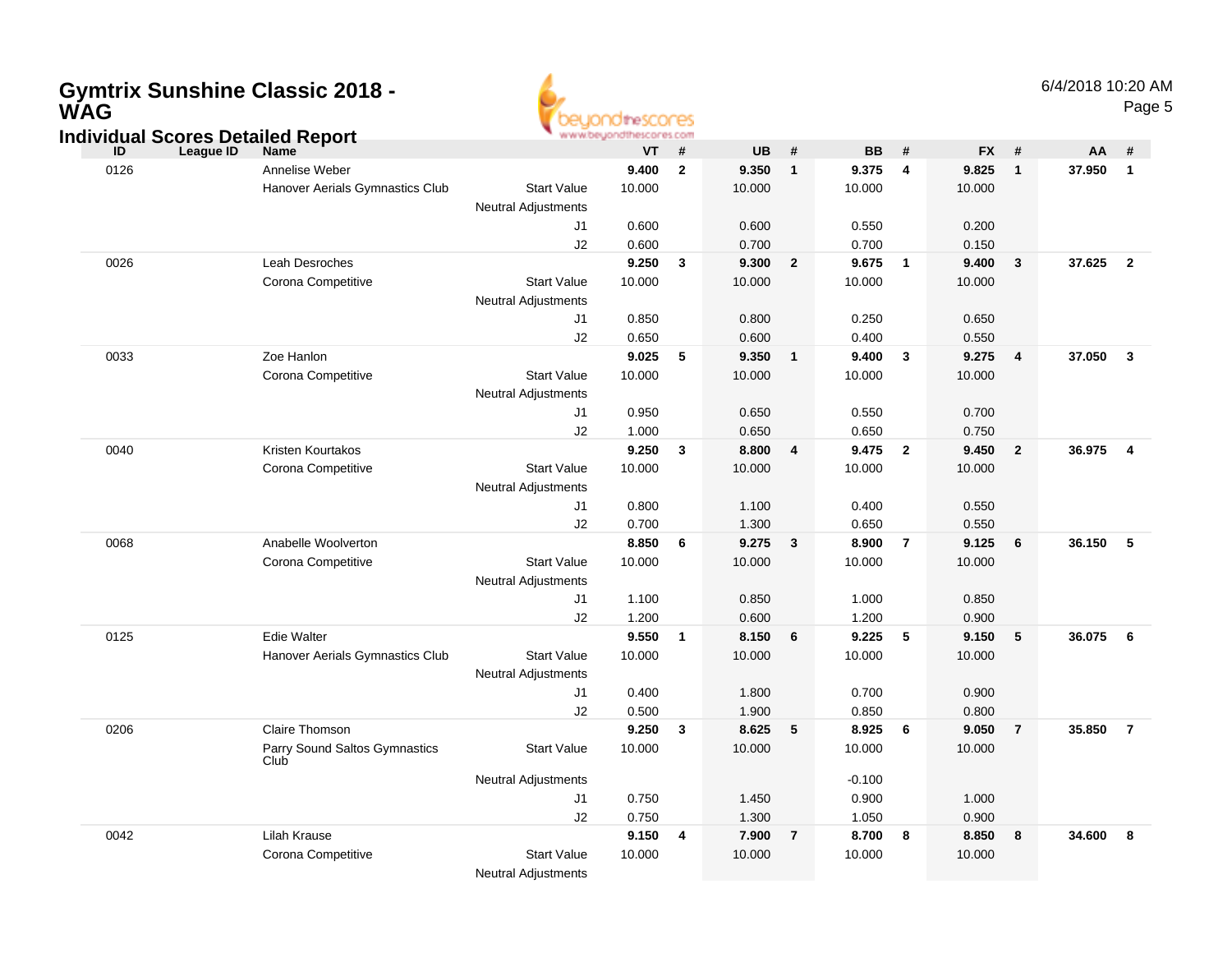# Gymtrix Sunshine Classic 2018 - WAG

## Individual Scores Detailed Report

6/4/2018 10:20 AM

| ID | League ID | Name | | | VT | # | UB | # | BB | # | FX | # | AA | # |
|---|---|---|---|---|---|---|---|---|---|---|---|---|---|---|
| 0126 | | Annelise Weber | | | **9.400** | **2** | **9.350** | **1** | **9.375** | **4** | **9.825** | **1** | **37.950** | **1** |
| | | Hanover Aerials Gymnastics Club | Start Value | | 10.000 | | 10.000 | | 10.000 | | 10.000 | | | |
| | | | Neutral Adjustments | | | | | | | | | | | |
| | | | | J1 | 0.600 | | 0.600 | | 0.550 | | 0.200 | | | |
| | | | | J2 | 0.600 | | 0.700 | | 0.700 | | 0.150 | | | |
| 0026 | | Leah Desroches | | | **9.250** | **3** | **9.300** | **2** | **9.675** | **1** | **9.400** | **3** | **37.625** | **2** |
| | | Corona Competitive | Start Value | | 10.000 | | 10.000 | | 10.000 | | 10.000 | | | |
| | | | Neutral Adjustments | | | | | | | | | | | |
| | | | | J1 | 0.850 | | 0.800 | | 0.250 | | 0.650 | | | |
| | | | | J2 | 0.650 | | 0.600 | | 0.400 | | 0.550 | | | |
| 0033 | | Zoe Hanlon | | | **9.025** | **5** | **9.350** | **1** | **9.400** | **3** | **9.275** | **4** | **37.050** | **3** |
| | | Corona Competitive | Start Value | | 10.000 | | 10.000 | | 10.000 | | 10.000 | | | |
| | | | Neutral Adjustments | | | | | | | | | | | |
| | | | | J1 | 0.950 | | 0.650 | | 0.550 | | 0.700 | | | |
| | | | | J2 | 1.000 | | 0.650 | | 0.650 | | 0.750 | | | |
| 0040 | | Kristen Kourtakos | | | **9.250** | **3** | **8.800** | **4** | **9.475** | **2** | **9.450** | **2** | **36.975** | **4** |
| | | Corona Competitive | Start Value | | 10.000 | | 10.000 | | 10.000 | | 10.000 | | | |
| | | | Neutral Adjustments | | | | | | | | | | | |
| | | | | J1 | 0.800 | | 1.100 | | 0.400 | | 0.550 | | | |
| | | | | J2 | 0.700 | | 1.300 | | 0.650 | | 0.550 | | | |
| 0068 | | Anabelle Woolverton | | | **8.850** | **6** | **9.275** | **3** | **8.900** | **7** | **9.125** | **6** | **36.150** | **5** |
| | | Corona Competitive | Start Value | | 10.000 | | 10.000 | | 10.000 | | 10.000 | | | |
| | | | Neutral Adjustments | | | | | | | | | | | |
| | | | | J1 | 1.100 | | 0.850 | | 1.000 | | 0.850 | | | |
| | | | | J2 | 1.200 | | 0.600 | | 1.200 | | 0.900 | | | |
| 0125 | | Edie Walter | | | **9.550** | **1** | **8.150** | **6** | **9.225** | **5** | **9.150** | **5** | **36.075** | **6** |
| | | Hanover Aerials Gymnastics Club | Start Value | | 10.000 | | 10.000 | | 10.000 | | 10.000 | | | |
| | | | Neutral Adjustments | | | | | | | | | | | |
| | | | | J1 | 0.400 | | 1.800 | | 0.700 | | 0.900 | | | |
| | | | | J2 | 0.500 | | 1.900 | | 0.850 | | 0.800 | | | |
| 0206 | | Claire Thomson | | | **9.250** | **3** | **8.625** | **5** | **8.925** | **6** | **9.050** | **7** | **35.850** | **7** |
| | | Parry Sound Saltos Gymnastics Club | Start Value | | 10.000 | | 10.000 | | 10.000 | | 10.000 | | | |
| | | | Neutral Adjustments | | | | | | -0.100 | | | | | |
| | | | | J1 | 0.750 | | 1.450 | | 0.900 | | 1.000 | | | |
| | | | | J2 | 0.750 | | 1.300 | | 1.050 | | 0.900 | | | |
| 0042 | | Lilah Krause | | | **9.150** | **4** | **7.900** | **7** | **8.700** | **8** | **8.850** | **8** | **34.600** | **8** |
| | | Corona Competitive | Start Value | | 10.000 | | 10.000 | | 10.000 | | 10.000 | | | |
| | | | Neutral Adjustments | | | | | | | | | | | |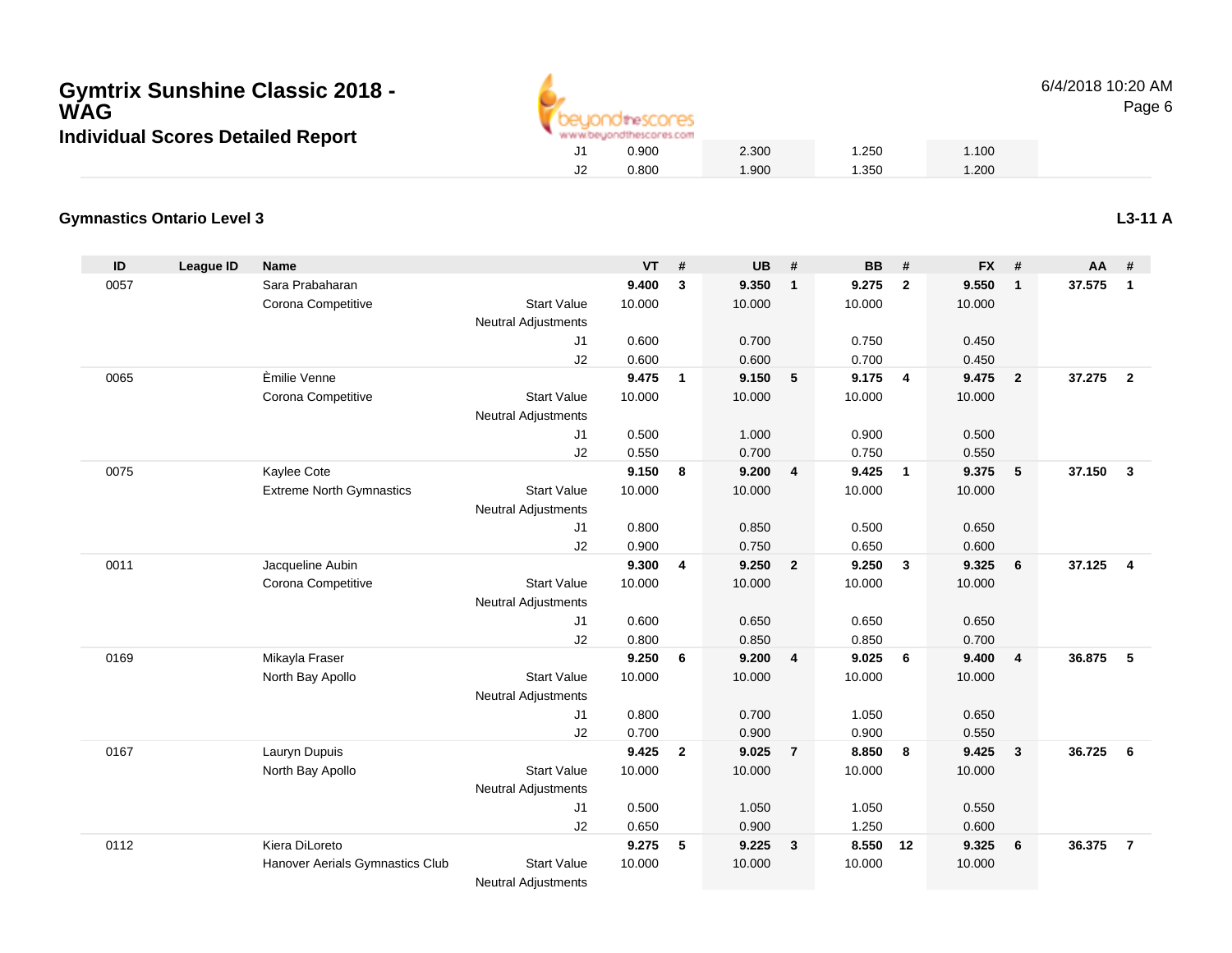# Gymtrix Sunshine Classic 2018 - WAG

## Individual Scores Detailed Report

6/4/2018 10:20 AM

| | | | | VT | # | UB | # | BB | # | FX | # | AA | # |
|---|---|---|---|---|---|---|---|---|---|---|---|---|---|
| | | | J1 | 0.900 | | 2.300 | | 1.250 | | 1.100 | | | |
| | | | J2 | 0.800 | | 1.900 | | 1.350 | | 1.200 | | | |

### Gymnastics Ontario Level 3

**L3-11 A**

| ID | League ID | Name | | VT | # | UB | # | BB | # | FX | # | AA | # |
|---|---|---|---|---|---|---|---|---|---|---|---|---|---|
| 0057 | | Sara Prabaharan | | **9.400** | **3** | **9.350** | **1** | **9.275** | **2** | **9.550** | **1** | **37.575** | **1** |
| | | Corona Competitive | Start Value | 10.000 | | 10.000 | | 10.000 | | 10.000 | | | |
| | | | Neutral Adjustments | | | | | | | | | | |
| | | | J1 | 0.600 | | 0.700 | | 0.750 | | 0.450 | | | |
| | | | J2 | 0.600 | | 0.600 | | 0.700 | | 0.450 | | | |
| 0065 | | Èmilie Venne | | **9.475** | **1** | **9.150** | **5** | **9.175** | **4** | **9.475** | **2** | **37.275** | **2** |
| | | Corona Competitive | Start Value | 10.000 | | 10.000 | | 10.000 | | 10.000 | | | |
| | | | Neutral Adjustments | | | | | | | | | | |
| | | | J1 | 0.500 | | 1.000 | | 0.900 | | 0.500 | | | |
| | | | J2 | 0.550 | | 0.700 | | 0.750 | | 0.550 | | | |
| 0075 | | Kaylee Cote | | **9.150** | **8** | **9.200** | **4** | **9.425** | **1** | **9.375** | **5** | **37.150** | **3** |
| | | Extreme North Gymnastics | Start Value | 10.000 | | 10.000 | | 10.000 | | 10.000 | | | |
| | | | Neutral Adjustments | | | | | | | | | | |
| | | | J1 | 0.800 | | 0.850 | | 0.500 | | 0.650 | | | |
| | | | J2 | 0.900 | | 0.750 | | 0.650 | | 0.600 | | | |
| 0011 | | Jacqueline Aubin | | **9.300** | **4** | **9.250** | **2** | **9.250** | **3** | **9.325** | **6** | **37.125** | **4** |
| | | Corona Competitive | Start Value | 10.000 | | 10.000 | | 10.000 | | 10.000 | | | |
| | | | Neutral Adjustments | | | | | | | | | | |
| | | | J1 | 0.600 | | 0.650 | | 0.650 | | 0.650 | | | |
| | | | J2 | 0.800 | | 0.850 | | 0.850 | | 0.700 | | | |
| 0169 | | Mikayla Fraser | | **9.250** | **6** | **9.200** | **4** | **9.025** | **6** | **9.400** | **4** | **36.875** | **5** |
| | | North Bay Apollo | Start Value | 10.000 | | 10.000 | | 10.000 | | 10.000 | | | |
| | | | Neutral Adjustments | | | | | | | | | | |
| | | | J1 | 0.800 | | 0.700 | | 1.050 | | 0.650 | | | |
| | | | J2 | 0.700 | | 0.900 | | 0.900 | | 0.550 | | | |
| 0167 | | Lauryn Dupuis | | **9.425** | **2** | **9.025** | **7** | **8.850** | **8** | **9.425** | **3** | **36.725** | **6** |
| | | North Bay Apollo | Start Value | 10.000 | | 10.000 | | 10.000 | | 10.000 | | | |
| | | | Neutral Adjustments | | | | | | | | | | |
| | | | J1 | 0.500 | | 1.050 | | 1.050 | | 0.550 | | | |
| | | | J2 | 0.650 | | 0.900 | | 1.250 | | 0.600 | | | |
| 0112 | | Kiera DiLoreto | | **9.275** | **5** | **9.225** | **3** | **8.550** | **12** | **9.325** | **6** | **36.375** | **7** |
| | | Hanover Aerials Gymnastics Club | Start Value | 10.000 | | 10.000 | | 10.000 | | 10.000 | | | |
| | | | Neutral Adjustments | | | | | | | | | | |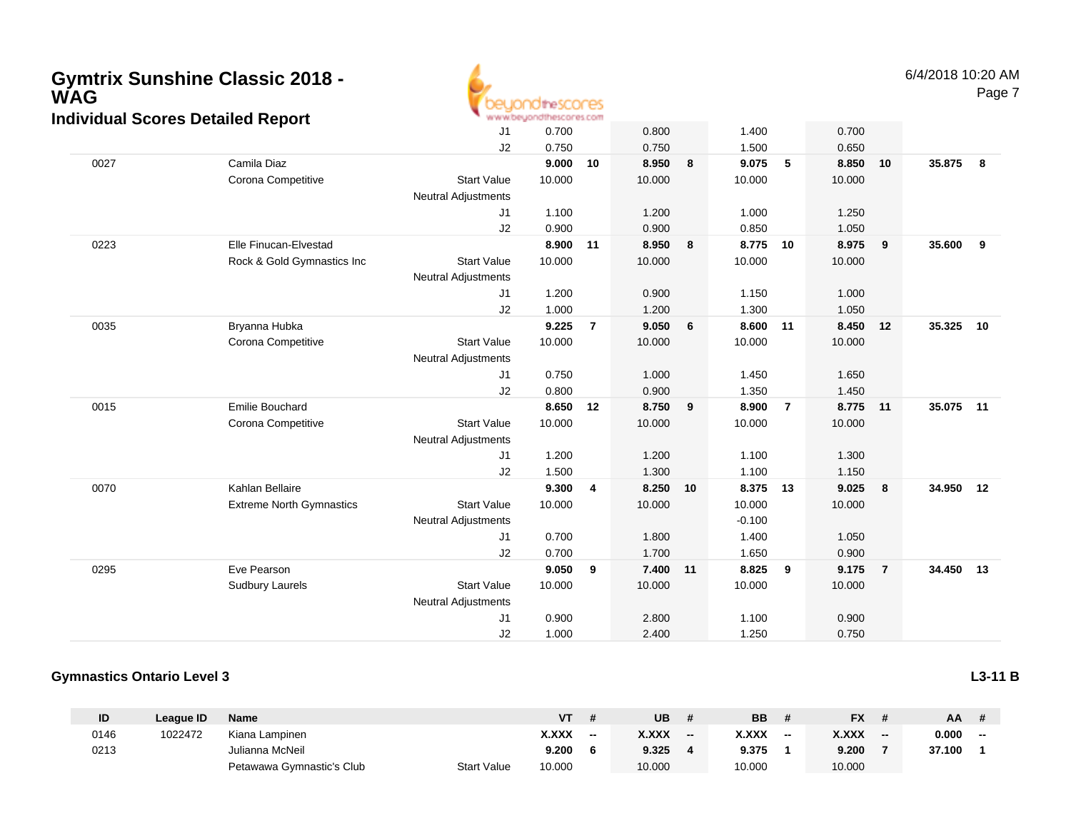# Gymtrix Sunshine Classic 2018 - WAG

## Individual Scores Detailed Report

6/4/2018 10:20 AM

| ID | League ID | Name | | VT | # | UB | # | BB | # | FX | # | AA | # |
|---|---|---|---|---|---|---|---|---|---|---|---|---|---|
| | | | J1 | 0.700 | | 0.800 | | 1.400 | | 0.700 | | | |
| | | | J2 | 0.750 | | 0.750 | | 1.500 | | 0.650 | | | |
| 0027 | | Camila Diaz | | **9.000** | **10** | **8.950** | **8** | **9.075** | **5** | **8.850** | **10** | **35.875** | **8** |
| | | Corona Competitive | Start Value | 10.000 | | 10.000 | | 10.000 | | 10.000 | | | |
| | | | Neutral Adjustments | | | | | | | | | | |
| | | | J1 | 1.100 | | 1.200 | | 1.000 | | 1.250 | | | |
| | | | J2 | 0.900 | | 0.900 | | 0.850 | | 1.050 | | | |
| 0223 | | Elle Finucan-Elvestad | | **8.900** | **11** | **8.950** | **8** | **8.775** | **10** | **8.975** | **9** | **35.600** | **9** |
| | | Rock & Gold Gymnastics Inc | Start Value | 10.000 | | 10.000 | | 10.000 | | 10.000 | | | |
| | | | Neutral Adjustments | | | | | | | | | | |
| | | | J1 | 1.200 | | 0.900 | | 1.150 | | 1.000 | | | |
| | | | J2 | 1.000 | | 1.200 | | 1.300 | | 1.050 | | | |
| 0035 | | Bryanna Hubka | | **9.225** | **7** | **9.050** | **6** | **8.600** | **11** | **8.450** | **12** | **35.325** | **10** |
| | | Corona Competitive | Start Value | 10.000 | | 10.000 | | 10.000 | | 10.000 | | | |
| | | | Neutral Adjustments | | | | | | | | | | |
| | | | J1 | 0.750 | | 1.000 | | 1.450 | | 1.650 | | | |
| | | | J2 | 0.800 | | 0.900 | | 1.350 | | 1.450 | | | |
| 0015 | | Emilie Bouchard | | **8.650** | **12** | **8.750** | **9** | **8.900** | **7** | **8.775** | **11** | **35.075** | **11** |
| | | Corona Competitive | Start Value | 10.000 | | 10.000 | | 10.000 | | 10.000 | | | |
| | | | Neutral Adjustments | | | | | | | | | | |
| | | | J1 | 1.200 | | 1.200 | | 1.100 | | 1.300 | | | |
| | | | J2 | 1.500 | | 1.300 | | 1.100 | | 1.150 | | | |
| 0070 | | Kahlan Bellaire | | **9.300** | **4** | **8.250** | **10** | **8.375** | **13** | **9.025** | **8** | **34.950** | **12** |
| | | Extreme North Gymnastics | Start Value | 10.000 | | 10.000 | | 10.000 | | 10.000 | | | |
| | | | Neutral Adjustments | | | | | -0.100 | | | | | |
| | | | J1 | 0.700 | | 1.800 | | 1.400 | | 1.050 | | | |
| | | | J2 | 0.700 | | 1.700 | | 1.650 | | 0.900 | | | |
| 0295 | | Eve Pearson | | **9.050** | **9** | **7.400** | **11** | **8.825** | **9** | **9.175** | **7** | **34.450** | **13** |
| | | Sudbury Laurels | Start Value | 10.000 | | 10.000 | | 10.000 | | 10.000 | | | |
| | | | Neutral Adjustments | | | | | | | | | | |
| | | | J1 | 0.900 | | 2.800 | | 1.100 | | 0.900 | | | |
| | | | J2 | 1.000 | | 2.400 | | 1.250 | | 0.750 | | | |

### Gymnastics Ontario Level 3

**L3-11 B**

| ID | League ID | Name | | VT | # | UB | # | BB | # | FX | # | AA | # |
|---|---|---|---|---|---|---|---|---|---|---|---|---|---|
| 0146 | 1022472 | Kiana Lampinen | | **X.XXX** | **--** | **X.XXX** | **--** | **X.XXX** | **--** | **X.XXX** | **--** | **0.000** | **--** |
| 0213 | | Julianna McNeil | | **9.200** | **6** | **9.325** | **4** | **9.375** | **1** | **9.200** | **7** | **37.100** | **1** |
| | | Petawawa Gymnastic's Club | Start Value | 10.000 | | 10.000 | | 10.000 | | 10.000 | | | |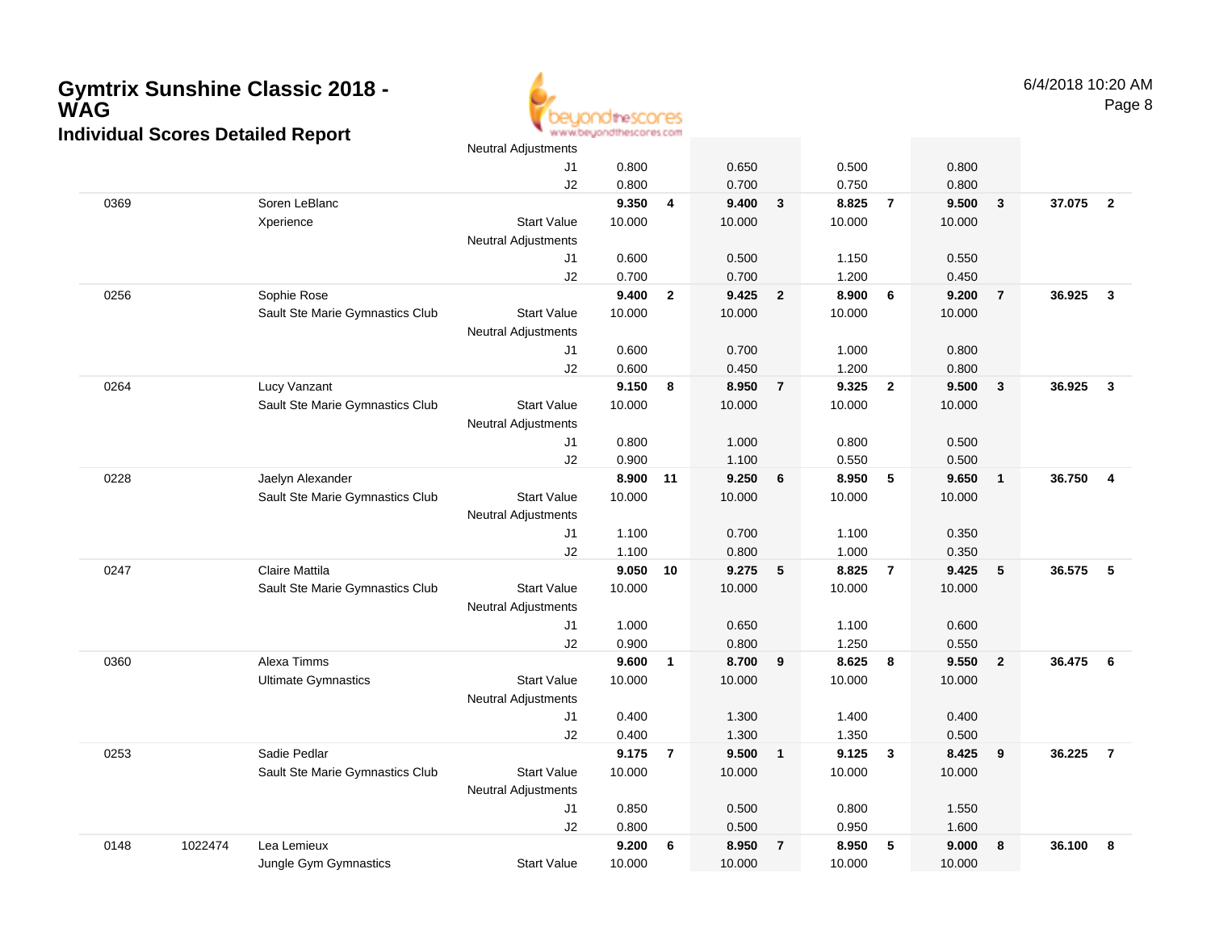# Gymtrix Sunshine Classic 2018 - WAG

## Individual Scores Detailed Report

| | | | | | | | | | | | | | |
|---|---|---|---|---|---|---|---|---|---|---|---|---|---|
| | | | Neutral Adjustments | | | | | | | | | | |
| | | | J1 | 0.800 | | 0.650 | | 0.500 | | 0.800 | | | |
| | | | J2 | 0.800 | | 0.700 | | 0.750 | | 0.800 | | | |
| 0369 | | Soren LeBlanc | | **9.350** | **4** | **9.400** | **3** | **8.825** | **7** | **9.500** | **3** | **37.075** | **2** |
| | | Xperience | Start Value | 10.000 | | 10.000 | | 10.000 | | 10.000 | | | |
| | | | Neutral Adjustments | | | | | | | | | | |
| | | | J1 | 0.600 | | 0.500 | | 1.150 | | 0.550 | | | |
| | | | J2 | 0.700 | | 0.700 | | 1.200 | | 0.450 | | | |
| 0256 | | Sophie Rose | | **9.400** | **2** | **9.425** | **2** | **8.900** | **6** | **9.200** | **7** | **36.925** | **3** |
| | | Sault Ste Marie Gymnastics Club | Start Value | 10.000 | | 10.000 | | 10.000 | | 10.000 | | | |
| | | | Neutral Adjustments | | | | | | | | | | |
| | | | J1 | 0.600 | | 0.700 | | 1.000 | | 0.800 | | | |
| | | | J2 | 0.600 | | 0.450 | | 1.200 | | 0.800 | | | |
| 0264 | | Lucy Vanzant | | **9.150** | **8** | **8.950** | **7** | **9.325** | **2** | **9.500** | **3** | **36.925** | **3** |
| | | Sault Ste Marie Gymnastics Club | Start Value | 10.000 | | 10.000 | | 10.000 | | 10.000 | | | |
| | | | Neutral Adjustments | | | | | | | | | | |
| | | | J1 | 0.800 | | 1.000 | | 0.800 | | 0.500 | | | |
| | | | J2 | 0.900 | | 1.100 | | 0.550 | | 0.500 | | | |
| 0228 | | Jaelyn Alexander | | **8.900** | **11** | **9.250** | **6** | **8.950** | **5** | **9.650** | **1** | **36.750** | **4** |
| | | Sault Ste Marie Gymnastics Club | Start Value | 10.000 | | 10.000 | | 10.000 | | 10.000 | | | |
| | | | Neutral Adjustments | | | | | | | | | | |
| | | | J1 | 1.100 | | 0.700 | | 1.100 | | 0.350 | | | |
| | | | J2 | 1.100 | | 0.800 | | 1.000 | | 0.350 | | | |
| 0247 | | Claire Mattila | | **9.050** | **10** | **9.275** | **5** | **8.825** | **7** | **9.425** | **5** | **36.575** | **5** |
| | | Sault Ste Marie Gymnastics Club | Start Value | 10.000 | | 10.000 | | 10.000 | | 10.000 | | | |
| | | | Neutral Adjustments | | | | | | | | | | |
| | | | J1 | 1.000 | | 0.650 | | 1.100 | | 0.600 | | | |
| | | | J2 | 0.900 | | 0.800 | | 1.250 | | 0.550 | | | |
| 0360 | | Alexa Timms | | **9.600** | **1** | **8.700** | **9** | **8.625** | **8** | **9.550** | **2** | **36.475** | **6** |
| | | Ultimate Gymnastics | Start Value | 10.000 | | 10.000 | | 10.000 | | 10.000 | | | |
| | | | Neutral Adjustments | | | | | | | | | | |
| | | | J1 | 0.400 | | 1.300 | | 1.400 | | 0.400 | | | |
| | | | J2 | 0.400 | | 1.300 | | 1.350 | | 0.500 | | | |
| 0253 | | Sadie Pedlar | | **9.175** | **7** | **9.500** | **1** | **9.125** | **3** | **8.425** | **9** | **36.225** | **7** |
| | | Sault Ste Marie Gymnastics Club | Start Value | 10.000 | | 10.000 | | 10.000 | | 10.000 | | | |
| | | | Neutral Adjustments | | | | | | | | | | |
| | | | J1 | 0.850 | | 0.500 | | 0.800 | | 1.550 | | | |
| | | | J2 | 0.800 | | 0.500 | | 0.950 | | 1.600 | | | |
| 0148 | 1022474 | Lea Lemieux | | **9.200** | **6** | **8.950** | **7** | **8.950** | **5** | **9.000** | **8** | **36.100** | **8** |
| | | Jungle Gym Gymnastics | Start Value | 10.000 | | 10.000 | | 10.000 | | 10.000 | | | |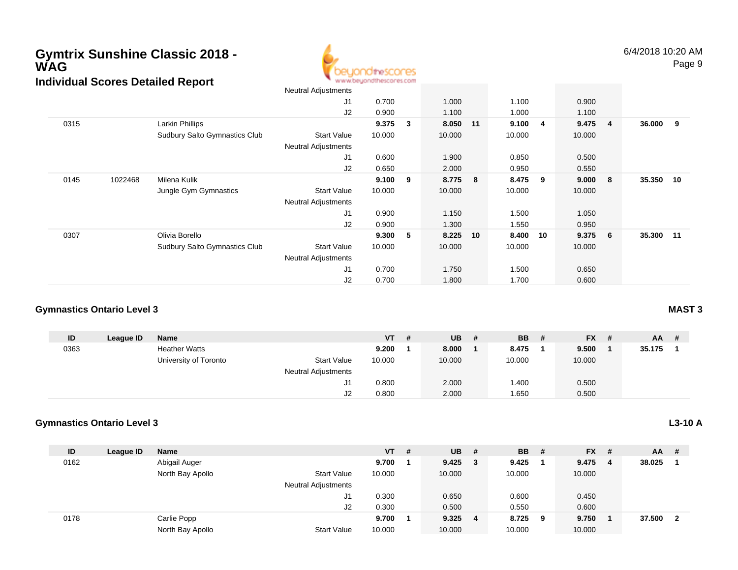# Gymtrix Sunshine Classic 2018 - WAG

## Individual Scores Detailed Report

6/4/2018 10:20 AM

| ID | League ID | Name | | VT | # | UB | # | BB | # | FX | # | AA | # |
|---|---|---|---|---|---|---|---|---|---|---|---|---|---|
| | | | Neutral Adjustments | | | | | | | | | | |
| | | | J1 | 0.700 | | 1.000 | | 1.100 | | 0.900 | | | |
| | | | J2 | 0.900 | | 1.100 | | 1.000 | | 1.100 | | | |
| 0315 | | Larkin Phillips | | **9.375** | **3** | **8.050** | **11** | **9.100** | **4** | **9.475** | **4** | **36.000** | **9** |
| | | Sudbury Salto Gymnastics Club | Start Value | 10.000 | | 10.000 | | 10.000 | | 10.000 | | | |
| | | | Neutral Adjustments | | | | | | | | | | |
| | | | J1 | 0.600 | | 1.900 | | 0.850 | | 0.500 | | | |
| | | | J2 | 0.650 | | 2.000 | | 0.950 | | 0.550 | | | |
| 0145 | 1022468 | Milena Kulik | | **9.100** | **9** | **8.775** | **8** | **8.475** | **9** | **9.000** | **8** | **35.350** | **10** |
| | | Jungle Gym Gymnastics | Start Value | 10.000 | | 10.000 | | 10.000 | | 10.000 | | | |
| | | | Neutral Adjustments | | | | | | | | | | |
| | | | J1 | 0.900 | | 1.150 | | 1.500 | | 1.050 | | | |
| | | | J2 | 0.900 | | 1.300 | | 1.550 | | 0.950 | | | |
| 0307 | | Olivia Borello | | **9.300** | **5** | **8.225** | **10** | **8.400** | **10** | **9.375** | **6** | **35.300** | **11** |
| | | Sudbury Salto Gymnastics Club | Start Value | 10.000 | | 10.000 | | 10.000 | | 10.000 | | | |
| | | | Neutral Adjustments | | | | | | | | | | |
| | | | J1 | 0.700 | | 1.750 | | 1.500 | | 0.650 | | | |
| | | | J2 | 0.700 | | 1.800 | | 1.700 | | 0.600 | | | |

### Gymnastics Ontario Level 3

**MAST 3**

| ID | League ID | Name | | VT | # | UB | # | BB | # | FX | # | AA | # |
|---|---|---|---|---|---|---|---|---|---|---|---|---|---|
| 0363 | | Heather Watts | | **9.200** | **1** | **8.000** | **1** | **8.475** | **1** | **9.500** | **1** | **35.175** | **1** |
| | | University of Toronto | Start Value | 10.000 | | 10.000 | | 10.000 | | 10.000 | | | |
| | | | Neutral Adjustments | | | | | | | | | | |
| | | | J1 | 0.800 | | 2.000 | | 1.400 | | 0.500 | | | |
| | | | J2 | 0.800 | | 2.000 | | 1.650 | | 0.500 | | | |

### Gymnastics Ontario Level 3

**L3-10 A**

| ID | League ID | Name | | VT | # | UB | # | BB | # | FX | # | AA | # |
|---|---|---|---|---|---|---|---|---|---|---|---|---|---|
| 0162 | | Abigail Auger | | **9.700** | **1** | **9.425** | **3** | **9.425** | **1** | **9.475** | **4** | **38.025** | **1** |
| | | North Bay Apollo | Start Value | 10.000 | | 10.000 | | 10.000 | | 10.000 | | | |
| | | | Neutral Adjustments | | | | | | | | | | |
| | | | J1 | 0.300 | | 0.650 | | 0.600 | | 0.450 | | | |
| | | | J2 | 0.300 | | 0.500 | | 0.550 | | 0.600 | | | |
| 0178 | | Carlie Popp | | **9.700** | **1** | **9.325** | **4** | **8.725** | **9** | **9.750** | **1** | **37.500** | **2** |
| | | North Bay Apollo | Start Value | 10.000 | | 10.000 | | 10.000 | | 10.000 | | | |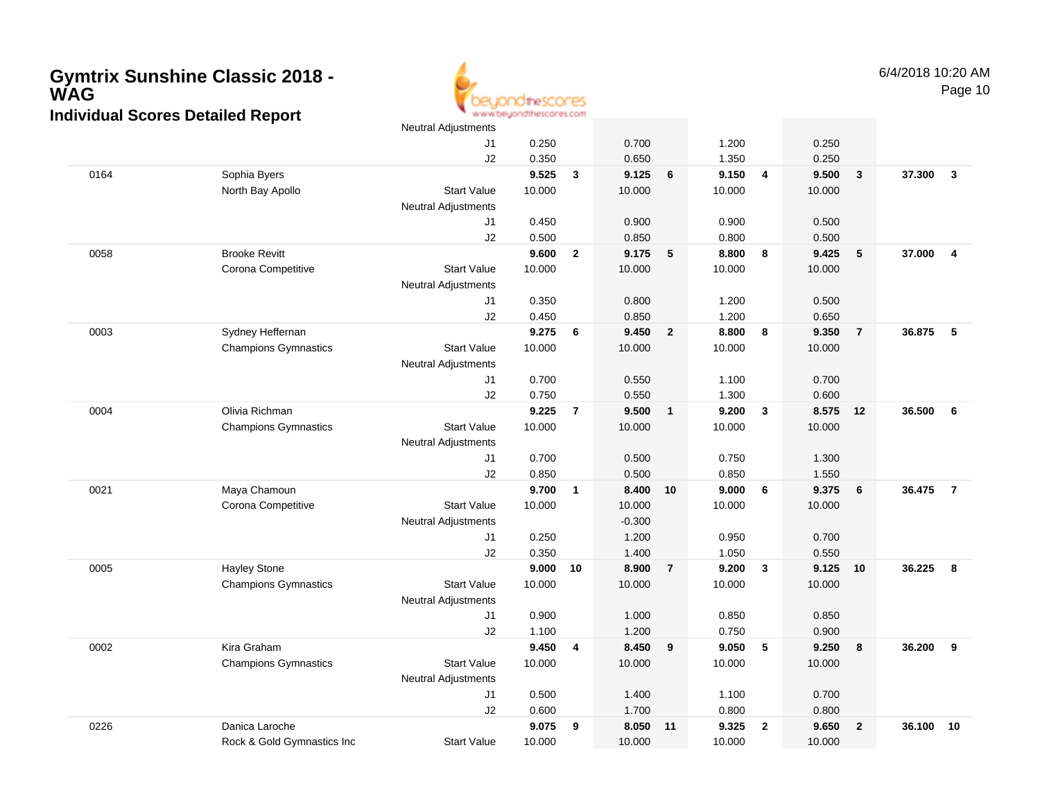# Gymtrix Sunshine Classic 2018 - WAG

## Individual Scores Detailed Report

6/4/2018 10:20 AM

| | | | | | | | | | | | | |
|---|---|---|---|---|---|---|---|---|---|---|---|---|
| | | Neutral Adjustments | | | | | | | | | | |
| | | J1 | 0.250 | | 0.700 | | 1.200 | | 0.250 | | | |
| | | J2 | 0.350 | | 0.650 | | 1.350 | | 0.250 | | | |
| 0164 | Sophia Byers | | **9.525** | **3** | **9.125** | **6** | **9.150** | **4** | **9.500** | **3** | **37.300** | **3** |
| | North Bay Apollo | Start Value | 10.000 | | 10.000 | | 10.000 | | 10.000 | | | |
| | | Neutral Adjustments | | | | | | | | | | |
| | | J1 | 0.450 | | 0.900 | | 0.900 | | 0.500 | | | |
| | | J2 | 0.500 | | 0.850 | | 0.800 | | 0.500 | | | |
| 0058 | Brooke Revitt | | **9.600** | **2** | **9.175** | **5** | **8.800** | **8** | **9.425** | **5** | **37.000** | **4** |
| | Corona Competitive | Start Value | 10.000 | | 10.000 | | 10.000 | | 10.000 | | | |
| | | Neutral Adjustments | | | | | | | | | | |
| | | J1 | 0.350 | | 0.800 | | 1.200 | | 0.500 | | | |
| | | J2 | 0.450 | | 0.850 | | 1.200 | | 0.650 | | | |
| 0003 | Sydney Heffernan | | **9.275** | **6** | **9.450** | **2** | **8.800** | **8** | **9.350** | **7** | **36.875** | **5** |
| | Champions Gymnastics | Start Value | 10.000 | | 10.000 | | 10.000 | | 10.000 | | | |
| | | Neutral Adjustments | | | | | | | | | | |
| | | J1 | 0.700 | | 0.550 | | 1.100 | | 0.700 | | | |
| | | J2 | 0.750 | | 0.550 | | 1.300 | | 0.600 | | | |
| 0004 | Olivia Richman | | **9.225** | **7** | **9.500** | **1** | **9.200** | **3** | **8.575** | **12** | **36.500** | **6** |
| | Champions Gymnastics | Start Value | 10.000 | | 10.000 | | 10.000 | | 10.000 | | | |
| | | Neutral Adjustments | | | | | | | | | | |
| | | J1 | 0.700 | | 0.500 | | 0.750 | | 1.300 | | | |
| | | J2 | 0.850 | | 0.500 | | 0.850 | | 1.550 | | | |
| 0021 | Maya Chamoun | | **9.700** | **1** | **8.400** | **10** | **9.000** | **6** | **9.375** | **6** | **36.475** | **7** |
| | Corona Competitive | Start Value | 10.000 | | 10.000 | | 10.000 | | 10.000 | | | |
| | | Neutral Adjustments | | | -0.300 | | | | | | | |
| | | J1 | 0.250 | | 1.200 | | 0.950 | | 0.700 | | | |
| | | J2 | 0.350 | | 1.400 | | 1.050 | | 0.550 | | | |
| 0005 | Hayley Stone | | **9.000** | **10** | **8.900** | **7** | **9.200** | **3** | **9.125** | **10** | **36.225** | **8** |
| | Champions Gymnastics | Start Value | 10.000 | | 10.000 | | 10.000 | | 10.000 | | | |
| | | Neutral Adjustments | | | | | | | | | | |
| | | J1 | 0.900 | | 1.000 | | 0.850 | | 0.850 | | | |
| | | J2 | 1.100 | | 1.200 | | 0.750 | | 0.900 | | | |
| 0002 | Kira Graham | | **9.450** | **4** | **8.450** | **9** | **9.050** | **5** | **9.250** | **8** | **36.200** | **9** |
| | Champions Gymnastics | Start Value | 10.000 | | 10.000 | | 10.000 | | 10.000 | | | |
| | | Neutral Adjustments | | | | | | | | | | |
| | | J1 | 0.500 | | 1.400 | | 1.100 | | 0.700 | | | |
| | | J2 | 0.600 | | 1.700 | | 0.800 | | 0.800 | | | |
| 0226 | Danica Laroche | | **9.075** | **9** | **8.050** | **11** | **9.325** | **2** | **9.650** | **2** | **36.100** | **10** |
| | Rock & Gold Gymnastics Inc | Start Value | 10.000 | | 10.000 | | 10.000 | | 10.000 | | | |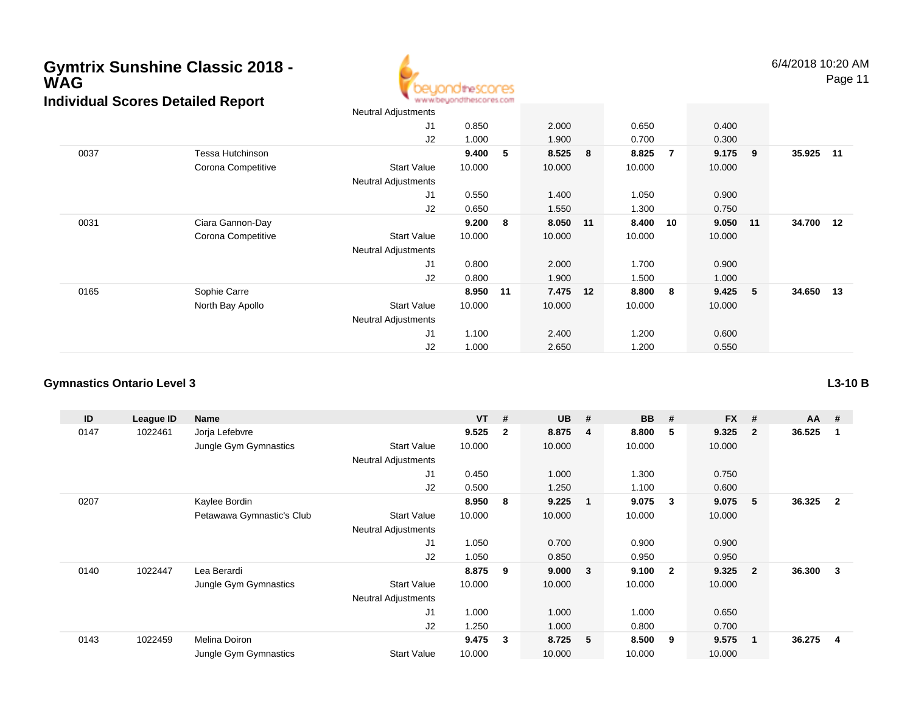# Gymtrix Sunshine Classic 2018 - WAG

## Individual Scores Detailed Report

| ID | League ID | Name | | VT | # | UB | # | BB | # | FX | # | AA | # |
|---|---|---|---|---|---|---|---|---|---|---|---|---|---|
| | | | Neutral Adjustments | | | | | | | | | | |
| | | | J1 | 0.850 | | 2.000 | | 0.650 | | 0.400 | | | |
| | | | J2 | 1.000 | | 1.900 | | 0.700 | | 0.300 | | | |
| 0037 | | Tessa Hutchinson | | **9.400** | **5** | **8.525** | **8** | **8.825** | **7** | **9.175** | **9** | **35.925** | **11** |
| | | Corona Competitive | Start Value | 10.000 | | 10.000 | | 10.000 | | 10.000 | | | |
| | | | Neutral Adjustments | | | | | | | | | | |
| | | | J1 | 0.550 | | 1.400 | | 1.050 | | 0.900 | | | |
| | | | J2 | 0.650 | | 1.550 | | 1.300 | | 0.750 | | | |
| 0031 | | Ciara Gannon-Day | | **9.200** | **8** | **8.050** | **11** | **8.400** | **10** | **9.050** | **11** | **34.700** | **12** |
| | | Corona Competitive | Start Value | 10.000 | | 10.000 | | 10.000 | | 10.000 | | | |
| | | | Neutral Adjustments | | | | | | | | | | |
| | | | J1 | 0.800 | | 2.000 | | 1.700 | | 0.900 | | | |
| | | | J2 | 0.800 | | 1.900 | | 1.500 | | 1.000 | | | |
| 0165 | | Sophie Carre | | **8.950** | **11** | **7.475** | **12** | **8.800** | **8** | **9.425** | **5** | **34.650** | **13** |
| | | North Bay Apollo | Start Value | 10.000 | | 10.000 | | 10.000 | | 10.000 | | | |
| | | | Neutral Adjustments | | | | | | | | | | |
| | | | J1 | 1.100 | | 2.400 | | 1.200 | | 0.600 | | | |
| | | | J2 | 1.000 | | 2.650 | | 1.200 | | 0.550 | | | |

### Gymnastics Ontario Level 3

**L3-10 B**

| ID | League ID | Name | | VT | # | UB | # | BB | # | FX | # | AA | # |
|---|---|---|---|---|---|---|---|---|---|---|---|---|---|
| 0147 | 1022461 | Jorja Lefebvre | | **9.525** | **2** | **8.875** | **4** | **8.800** | **5** | **9.325** | **2** | **36.525** | **1** |
| | | Jungle Gym Gymnastics | Start Value | 10.000 | | 10.000 | | 10.000 | | 10.000 | | | |
| | | | Neutral Adjustments | | | | | | | | | | |
| | | | J1 | 0.450 | | 1.000 | | 1.300 | | 0.750 | | | |
| | | | J2 | 0.500 | | 1.250 | | 1.100 | | 0.600 | | | |
| 0207 | | Kaylee Bordin | | **8.950** | **8** | **9.225** | **1** | **9.075** | **3** | **9.075** | **5** | **36.325** | **2** |
| | | Petawawa Gymnastic's Club | Start Value | 10.000 | | 10.000 | | 10.000 | | 10.000 | | | |
| | | | Neutral Adjustments | | | | | | | | | | |
| | | | J1 | 1.050 | | 0.700 | | 0.900 | | 0.900 | | | |
| | | | J2 | 1.050 | | 0.850 | | 0.950 | | 0.950 | | | |
| 0140 | 1022447 | Lea Berardi | | **8.875** | **9** | **9.000** | **3** | **9.100** | **2** | **9.325** | **2** | **36.300** | **3** |
| | | Jungle Gym Gymnastics | Start Value | 10.000 | | 10.000 | | 10.000 | | 10.000 | | | |
| | | | Neutral Adjustments | | | | | | | | | | |
| | | | J1 | 1.000 | | 1.000 | | 1.000 | | 0.650 | | | |
| | | | J2 | 1.250 | | 1.000 | | 0.800 | | 0.700 | | | |
| 0143 | 1022459 | Melina Doiron | | **9.475** | **3** | **8.725** | **5** | **8.500** | **9** | **9.575** | **1** | **36.275** | **4** |
| | | Jungle Gym Gymnastics | Start Value | 10.000 | | 10.000 | | 10.000 | | 10.000 | | | |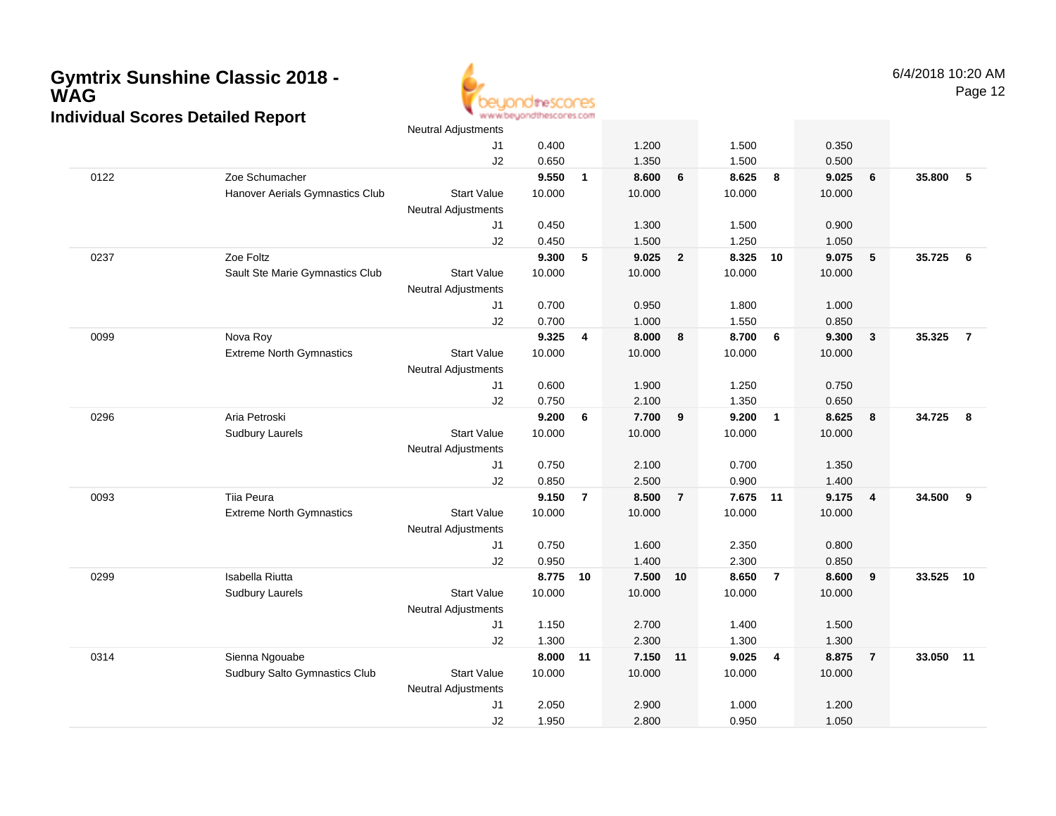# Gymtrix Sunshine Classic 2018 - WAG

## Individual Scores Detailed Report

6/4/2018 10:20 AM

| | | | | | | | | | | | | |
|---|---|---|---|---|---|---|---|---|---|---|---|---|
| | | Neutral Adjustments | | | | | | | | | | |
| | | J1 | 0.400 | | 1.200 | | 1.500 | | 0.350 | | | |
| | | J2 | 0.650 | | 1.350 | | 1.500 | | 0.500 | | | |
| 0122 | Zoe Schumacher | | **9.550** | **1** | **8.600** | **6** | **8.625** | **8** | **9.025** | **6** | **35.800** | **5** |
| | Hanover Aerials Gymnastics Club | Start Value | 10.000 | | 10.000 | | 10.000 | | 10.000 | | | |
| | | Neutral Adjustments | | | | | | | | | | |
| | | J1 | 0.450 | | 1.300 | | 1.500 | | 0.900 | | | |
| | | J2 | 0.450 | | 1.500 | | 1.250 | | 1.050 | | | |
| 0237 | Zoe Foltz | | **9.300** | **5** | **9.025** | **2** | **8.325** | **10** | **9.075** | **5** | **35.725** | **6** |
| | Sault Ste Marie Gymnastics Club | Start Value | 10.000 | | 10.000 | | 10.000 | | 10.000 | | | |
| | | Neutral Adjustments | | | | | | | | | | |
| | | J1 | 0.700 | | 0.950 | | 1.800 | | 1.000 | | | |
| | | J2 | 0.700 | | 1.000 | | 1.550 | | 0.850 | | | |
| 0099 | Nova Roy | | **9.325** | **4** | **8.000** | **8** | **8.700** | **6** | **9.300** | **3** | **35.325** | **7** |
| | Extreme North Gymnastics | Start Value | 10.000 | | 10.000 | | 10.000 | | 10.000 | | | |
| | | Neutral Adjustments | | | | | | | | | | |
| | | J1 | 0.600 | | 1.900 | | 1.250 | | 0.750 | | | |
| | | J2 | 0.750 | | 2.100 | | 1.350 | | 0.650 | | | |
| 0296 | Aria Petroski | | **9.200** | **6** | **7.700** | **9** | **9.200** | **1** | **8.625** | **8** | **34.725** | **8** |
| | Sudbury Laurels | Start Value | 10.000 | | 10.000 | | 10.000 | | 10.000 | | | |
| | | Neutral Adjustments | | | | | | | | | | |
| | | J1 | 0.750 | | 2.100 | | 0.700 | | 1.350 | | | |
| | | J2 | 0.850 | | 2.500 | | 0.900 | | 1.400 | | | |
| 0093 | Tiia Peura | | **9.150** | **7** | **8.500** | **7** | **7.675** | **11** | **9.175** | **4** | **34.500** | **9** |
| | Extreme North Gymnastics | Start Value | 10.000 | | 10.000 | | 10.000 | | 10.000 | | | |
| | | Neutral Adjustments | | | | | | | | | | |
| | | J1 | 0.750 | | 1.600 | | 2.350 | | 0.800 | | | |
| | | J2 | 0.950 | | 1.400 | | 2.300 | | 0.850 | | | |
| 0299 | Isabella Riutta | | **8.775** | **10** | **7.500** | **10** | **8.650** | **7** | **8.600** | **9** | **33.525** | **10** |
| | Sudbury Laurels | Start Value | 10.000 | | 10.000 | | 10.000 | | 10.000 | | | |
| | | Neutral Adjustments | | | | | | | | | | |
| | | J1 | 1.150 | | 2.700 | | 1.400 | | 1.500 | | | |
| | | J2 | 1.300 | | 2.300 | | 1.300 | | 1.300 | | | |
| 0314 | Sienna Ngouabe | | **8.000** | **11** | **7.150** | **11** | **9.025** | **4** | **8.875** | **7** | **33.050** | **11** |
| | Sudbury Salto Gymnastics Club | Start Value | 10.000 | | 10.000 | | 10.000 | | 10.000 | | | |
| | | Neutral Adjustments | | | | | | | | | | |
| | | J1 | 2.050 | | 2.900 | | 1.000 | | 1.200 | | | |
| | | J2 | 1.950 | | 2.800 | | 0.950 | | 1.050 | | | |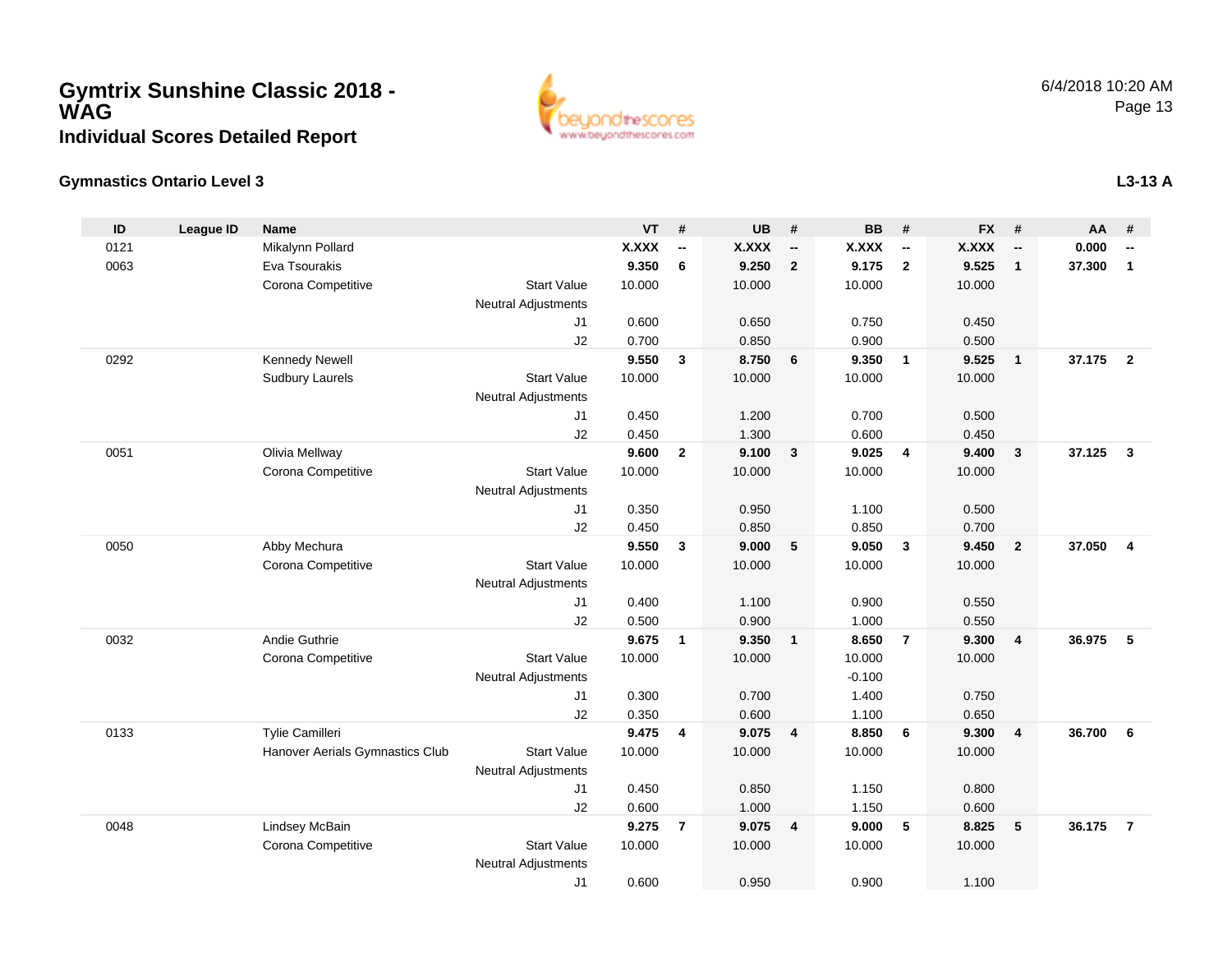# Gymtrix Sunshine Classic 2018 - WAG

## Individual Scores Detailed Report

6/4/2018 10:20 AM

### Gymnastics Ontario Level 3

**L3-13 A**

| ID | League ID | Name | | | VT | # | UB | # | BB | # | FX | # | AA | # |
|---|---|---|---|---|---|---|---|---|---|---|---|---|---|---|
| 0121 | | Mikalynn Pollard | | | **X.XXX** | **--** | **X.XXX** | **--** | **X.XXX** | **--** | **X.XXX** | **--** | **0.000** | **--** |
| 0063 | | Eva Tsourakis | | | **9.350** | **6** | **9.250** | **2** | **9.175** | **2** | **9.525** | **1** | **37.300** | **1** |
| | | Corona Competitive | Start Value | | 10.000 | | 10.000 | | 10.000 | | 10.000 | | | |
| | | | Neutral Adjustments | | | | | | | | | | | |
| | | | | J1 | 0.600 | | 0.650 | | 0.750 | | 0.450 | | | |
| | | | | J2 | 0.700 | | 0.850 | | 0.900 | | 0.500 | | | |
| 0292 | | Kennedy Newell | | | **9.550** | **3** | **8.750** | **6** | **9.350** | **1** | **9.525** | **1** | **37.175** | **2** |
| | | Sudbury Laurels | Start Value | | 10.000 | | 10.000 | | 10.000 | | 10.000 | | | |
| | | | Neutral Adjustments | | | | | | | | | | | |
| | | | | J1 | 0.450 | | 1.200 | | 0.700 | | 0.500 | | | |
| | | | | J2 | 0.450 | | 1.300 | | 0.600 | | 0.450 | | | |
| 0051 | | Olivia Mellway | | | **9.600** | **2** | **9.100** | **3** | **9.025** | **4** | **9.400** | **3** | **37.125** | **3** |
| | | Corona Competitive | Start Value | | 10.000 | | 10.000 | | 10.000 | | 10.000 | | | |
| | | | Neutral Adjustments | | | | | | | | | | | |
| | | | | J1 | 0.350 | | 0.950 | | 1.100 | | 0.500 | | | |
| | | | | J2 | 0.450 | | 0.850 | | 0.850 | | 0.700 | | | |
| 0050 | | Abby Mechura | | | **9.550** | **3** | **9.000** | **5** | **9.050** | **3** | **9.450** | **2** | **37.050** | **4** |
| | | Corona Competitive | Start Value | | 10.000 | | 10.000 | | 10.000 | | 10.000 | | | |
| | | | Neutral Adjustments | | | | | | | | | | | |
| | | | | J1 | 0.400 | | 1.100 | | 0.900 | | 0.550 | | | |
| | | | | J2 | 0.500 | | 0.900 | | 1.000 | | 0.550 | | | |
| 0032 | | Andie Guthrie | | | **9.675** | **1** | **9.350** | **1** | **8.650** | **7** | **9.300** | **4** | **36.975** | **5** |
| | | Corona Competitive | Start Value | | 10.000 | | 10.000 | | 10.000 | | 10.000 | | | |
| | | | Neutral Adjustments | | | | | | -0.100 | | | | | |
| | | | | J1 | 0.300 | | 0.700 | | 1.400 | | 0.750 | | | |
| | | | | J2 | 0.350 | | 0.600 | | 1.100 | | 0.650 | | | |
| 0133 | | Tylie Camilleri | | | **9.475** | **4** | **9.075** | **4** | **8.850** | **6** | **9.300** | **4** | **36.700** | **6** |
| | | Hanover Aerials Gymnastics Club | Start Value | | 10.000 | | 10.000 | | 10.000 | | 10.000 | | | |
| | | | Neutral Adjustments | | | | | | | | | | | |
| | | | | J1 | 0.450 | | 0.850 | | 1.150 | | 0.800 | | | |
| | | | | J2 | 0.600 | | 1.000 | | 1.150 | | 0.600 | | | |
| 0048 | | Lindsey McBain | | | **9.275** | **7** | **9.075** | **4** | **9.000** | **5** | **8.825** | **5** | **36.175** | **7** |
| | | Corona Competitive | Start Value | | 10.000 | | 10.000 | | 10.000 | | 10.000 | | | |
| | | | Neutral Adjustments | | | | | | | | | | | |
| | | | | J1 | 0.600 | | 0.950 | | 0.900 | | 1.100 | | | |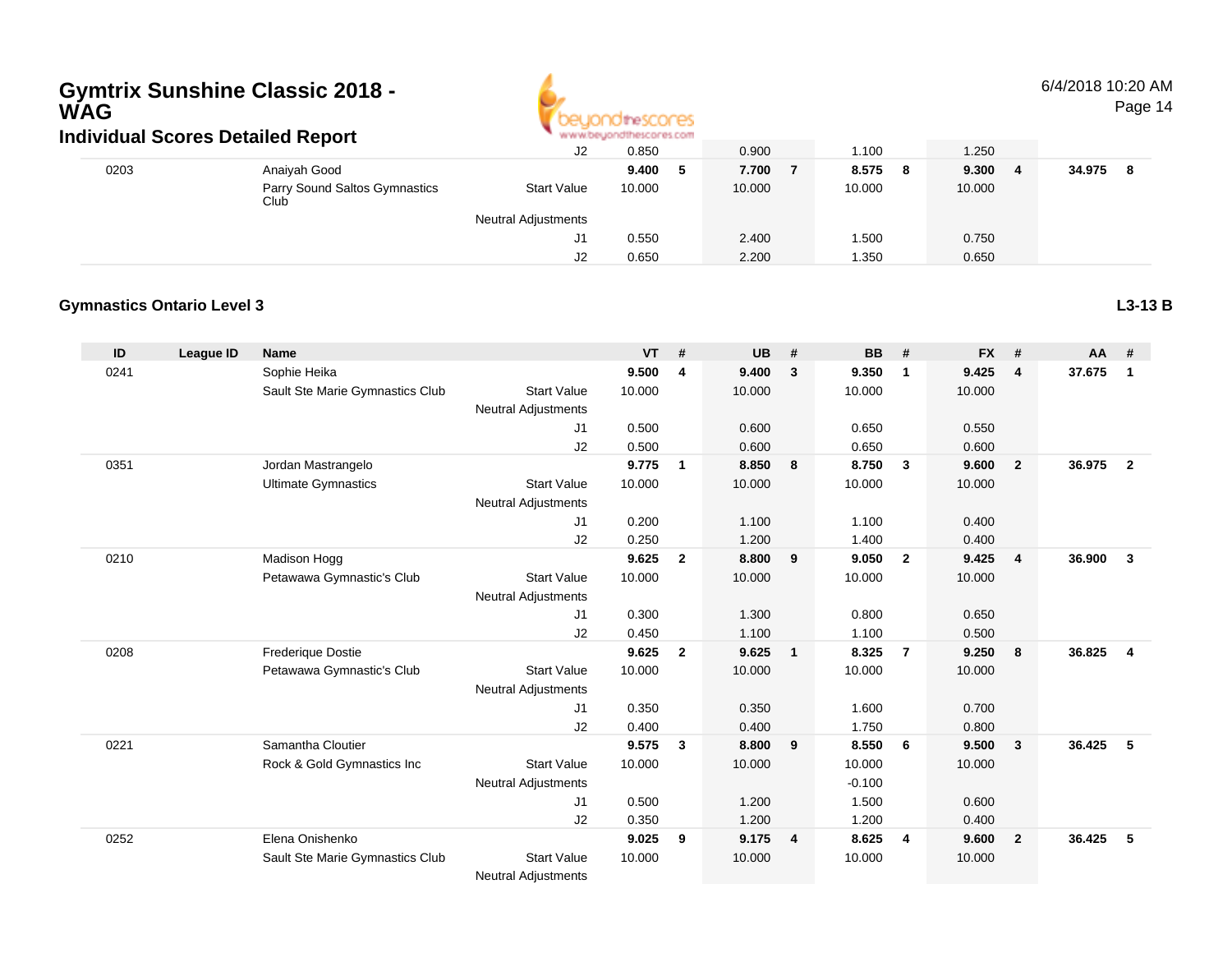# Gymtrix Sunshine Classic 2018 - WAG

## Individual Scores Detailed Report

| ID | League ID | Name | | VT | # | UB | # | BB | # | FX | # | AA | # |
|---|---|---|---|---|---|---|---|---|---|---|---|---|---|
| | | | J2 | 0.850 | | 0.900 | | 1.100 | | 1.250 | | | |
| 0203 | | Anaiyah Good | | **9.400** | **5** | **7.700** | **7** | **8.575** | **8** | **9.300** | **4** | **34.975** | **8** |
| | | Parry Sound Saltos Gymnastics Club | Start Value | 10.000 | | 10.000 | | 10.000 | | 10.000 | | | |
| | | | Neutral Adjustments | | | | | | | | | | |
| | | | J1 | 0.550 | | 2.400 | | 1.500 | | 0.750 | | | |
| | | | J2 | 0.650 | | 2.200 | | 1.350 | | 0.650 | | | |

### Gymnastics Ontario Level 3

**L3-13 B**

| ID | League ID | Name | | VT | # | UB | # | BB | # | FX | # | AA | # |
|---|---|---|---|---|---|---|---|---|---|---|---|---|---|
| 0241 | | Sophie Heika | | **9.500** | **4** | **9.400** | **3** | **9.350** | **1** | **9.425** | **4** | **37.675** | **1** |
| | | Sault Ste Marie Gymnastics Club | Start Value | 10.000 | | 10.000 | | 10.000 | | 10.000 | | | |
| | | | Neutral Adjustments | | | | | | | | | | |
| | | | J1 | 0.500 | | 0.600 | | 0.650 | | 0.550 | | | |
| | | | J2 | 0.500 | | 0.600 | | 0.650 | | 0.600 | | | |
| 0351 | | Jordan Mastrangelo | | **9.775** | **1** | **8.850** | **8** | **8.750** | **3** | **9.600** | **2** | **36.975** | **2** |
| | | Ultimate Gymnastics | Start Value | 10.000 | | 10.000 | | 10.000 | | 10.000 | | | |
| | | | Neutral Adjustments | | | | | | | | | | |
| | | | J1 | 0.200 | | 1.100 | | 1.100 | | 0.400 | | | |
| | | | J2 | 0.250 | | 1.200 | | 1.400 | | 0.400 | | | |
| 0210 | | Madison Hogg | | **9.625** | **2** | **8.800** | **9** | **9.050** | **2** | **9.425** | **4** | **36.900** | **3** |
| | | Petawawa Gymnastic's Club | Start Value | 10.000 | | 10.000 | | 10.000 | | 10.000 | | | |
| | | | Neutral Adjustments | | | | | | | | | | |
| | | | J1 | 0.300 | | 1.300 | | 0.800 | | 0.650 | | | |
| | | | J2 | 0.450 | | 1.100 | | 1.100 | | 0.500 | | | |
| 0208 | | Frederique Dostie | | **9.625** | **2** | **9.625** | **1** | **8.325** | **7** | **9.250** | **8** | **36.825** | **4** |
| | | Petawawa Gymnastic's Club | Start Value | 10.000 | | 10.000 | | 10.000 | | 10.000 | | | |
| | | | Neutral Adjustments | | | | | | | | | | |
| | | | J1 | 0.350 | | 0.350 | | 1.600 | | 0.700 | | | |
| | | | J2 | 0.400 | | 0.400 | | 1.750 | | 0.800 | | | |
| 0221 | | Samantha Cloutier | | **9.575** | **3** | **8.800** | **9** | **8.550** | **6** | **9.500** | **3** | **36.425** | **5** |
| | | Rock & Gold Gymnastics Inc | Start Value | 10.000 | | 10.000 | | 10.000 | | 10.000 | | | |
| | | | Neutral Adjustments | | | | | -0.100 | | | | | |
| | | | J1 | 0.500 | | 1.200 | | 1.500 | | 0.600 | | | |
| | | | J2 | 0.350 | | 1.200 | | 1.200 | | 0.400 | | | |
| 0252 | | Elena Onishenko | | **9.025** | **9** | **9.175** | **4** | **8.625** | **4** | **9.600** | **2** | **36.425** | **5** |
| | | Sault Ste Marie Gymnastics Club | Start Value | 10.000 | | 10.000 | | 10.000 | | 10.000 | | | |
| | | | Neutral Adjustments | | | | | | | | | | |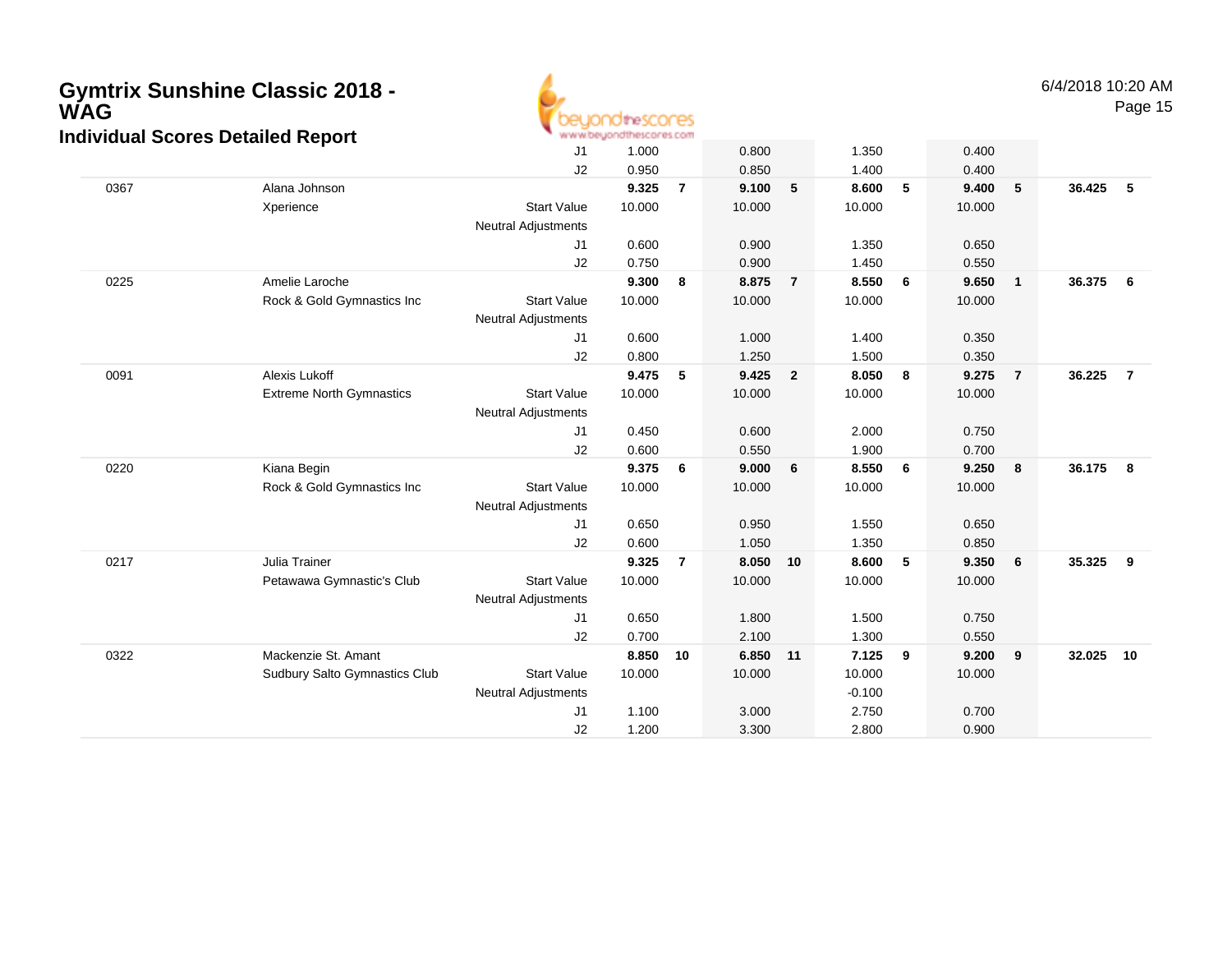# Gymtrix Sunshine Classic 2018 - WAG

## Individual Scores Detailed Report

6/4/2018 10:20 AM

| | | | | | | | | | | | | | |
|---|---|---|---|---|---|---|---|---|---|---|---|---|---|
| | | J1 | 1.000 | | 0.800 | | 1.350 | | 0.400 | | | |
| | | J2 | 0.950 | | 0.850 | | 1.400 | | 0.400 | | | |
| 0367 | Alana Johnson | | **9.325** | **7** | **9.100** | **5** | **8.600** | **5** | **9.400** | **5** | **36.425** | **5** |
| | Xperience | Start Value | 10.000 | | 10.000 | | 10.000 | | 10.000 | | | |
| | | Neutral Adjustments | | | | | | | | | | |
| | | J1 | 0.600 | | 0.900 | | 1.350 | | 0.650 | | | |
| | | J2 | 0.750 | | 0.900 | | 1.450 | | 0.550 | | | |
| 0225 | Amelie Laroche | | **9.300** | **8** | **8.875** | **7** | **8.550** | **6** | **9.650** | **1** | **36.375** | **6** |
| | Rock & Gold Gymnastics Inc | Start Value | 10.000 | | 10.000 | | 10.000 | | 10.000 | | | |
| | | Neutral Adjustments | | | | | | | | | | |
| | | J1 | 0.600 | | 1.000 | | 1.400 | | 0.350 | | | |
| | | J2 | 0.800 | | 1.250 | | 1.500 | | 0.350 | | | |
| 0091 | Alexis Lukoff | | **9.475** | **5** | **9.425** | **2** | **8.050** | **8** | **9.275** | **7** | **36.225** | **7** |
| | Extreme North Gymnastics | Start Value | 10.000 | | 10.000 | | 10.000 | | 10.000 | | | |
| | | Neutral Adjustments | | | | | | | | | | |
| | | J1 | 0.450 | | 0.600 | | 2.000 | | 0.750 | | | |
| | | J2 | 0.600 | | 0.550 | | 1.900 | | 0.700 | | | |
| 0220 | Kiana Begin | | **9.375** | **6** | **9.000** | **6** | **8.550** | **6** | **9.250** | **8** | **36.175** | **8** |
| | Rock & Gold Gymnastics Inc | Start Value | 10.000 | | 10.000 | | 10.000 | | 10.000 | | | |
| | | Neutral Adjustments | | | | | | | | | | |
| | | J1 | 0.650 | | 0.950 | | 1.550 | | 0.650 | | | |
| | | J2 | 0.600 | | 1.050 | | 1.350 | | 0.850 | | | |
| 0217 | Julia Trainer | | **9.325** | **7** | **8.050** | **10** | **8.600** | **5** | **9.350** | **6** | **35.325** | **9** |
| | Petawawa Gymnastic's Club | Start Value | 10.000 | | 10.000 | | 10.000 | | 10.000 | | | |
| | | Neutral Adjustments | | | | | | | | | | |
| | | J1 | 0.650 | | 1.800 | | 1.500 | | 0.750 | | | |
| | | J2 | 0.700 | | 2.100 | | 1.300 | | 0.550 | | | |
| 0322 | Mackenzie St. Amant | | **8.850** | **10** | **6.850** | **11** | **7.125** | **9** | **9.200** | **9** | **32.025** | **10** |
| | Sudbury Salto Gymnastics Club | Start Value | 10.000 | | 10.000 | | 10.000 | | 10.000 | | | |
| | | Neutral Adjustments | | | | | -0.100 | | | | | |
| | | J1 | 1.100 | | 3.000 | | 2.750 | | 0.700 | | | |
| | | J2 | 1.200 | | 3.300 | | 2.800 | | 0.900 | | | |